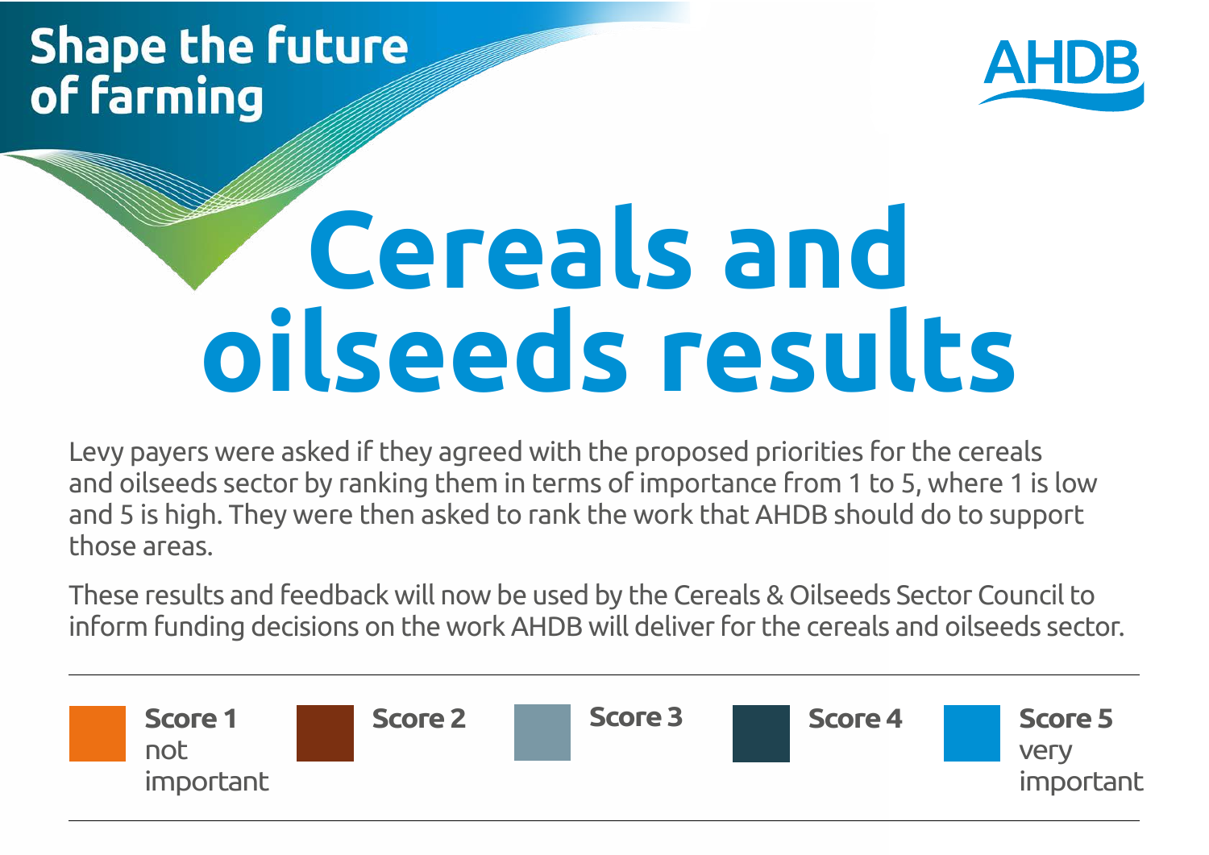Shape the future of farming

AHDB

# Cereals and oilseeds results

Levy payers were asked if they agreed with the proposed priorities for the cereals and oilseeds sector by ranking them in terms of importance from 1 to 5, where 1 is low and 5 is high. They were then asked to rank the work that AHDB should do to support those areas.

These results and feedback will now be used by the Cereals & Oilseeds Sector Council to inform funding decisions on the work AHDB will deliver for the cereals and oilseeds sector.

**Score 1** not important

**Score 2**

**Score 3**

**Score 4**

**Score 5** very important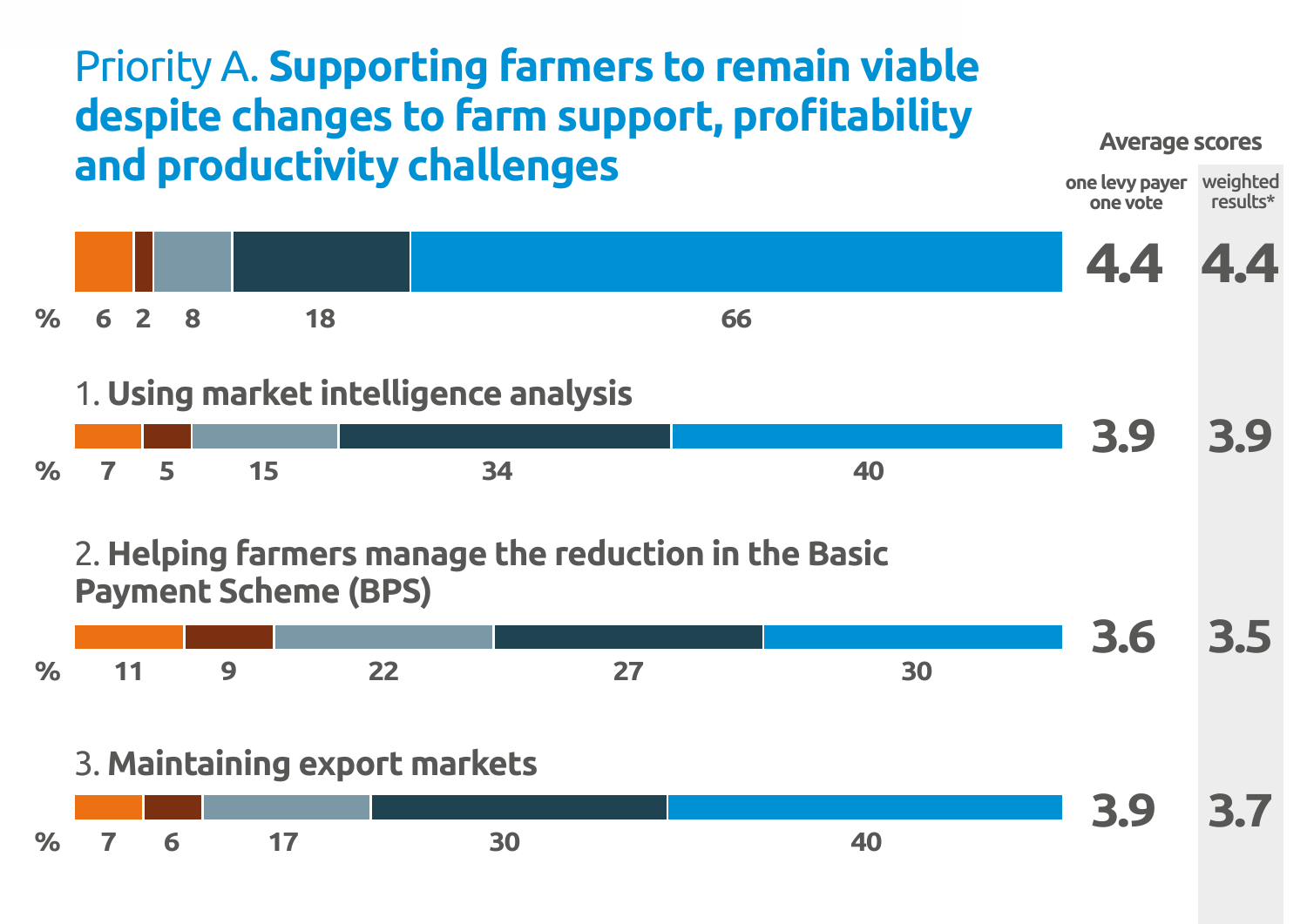## Priority A. Supporting farmers to remain viable despite changes to farm support, profitability and productivity challenges

Average scores

one levy payer one vote

weighted results*

% 6 2 8 18 66

4.4 4.4

1. **Using market intelligence analysis**

% 7 5 15 34 40

3.9 3.9

2. **Helping farmers manage the reduction in the Basic Payment Scheme (BPS)**

% 11 9 22 27 30

3.6 3.5

3. **Maintaining export markets**

% 7 6 17 30 40

3.9 3.7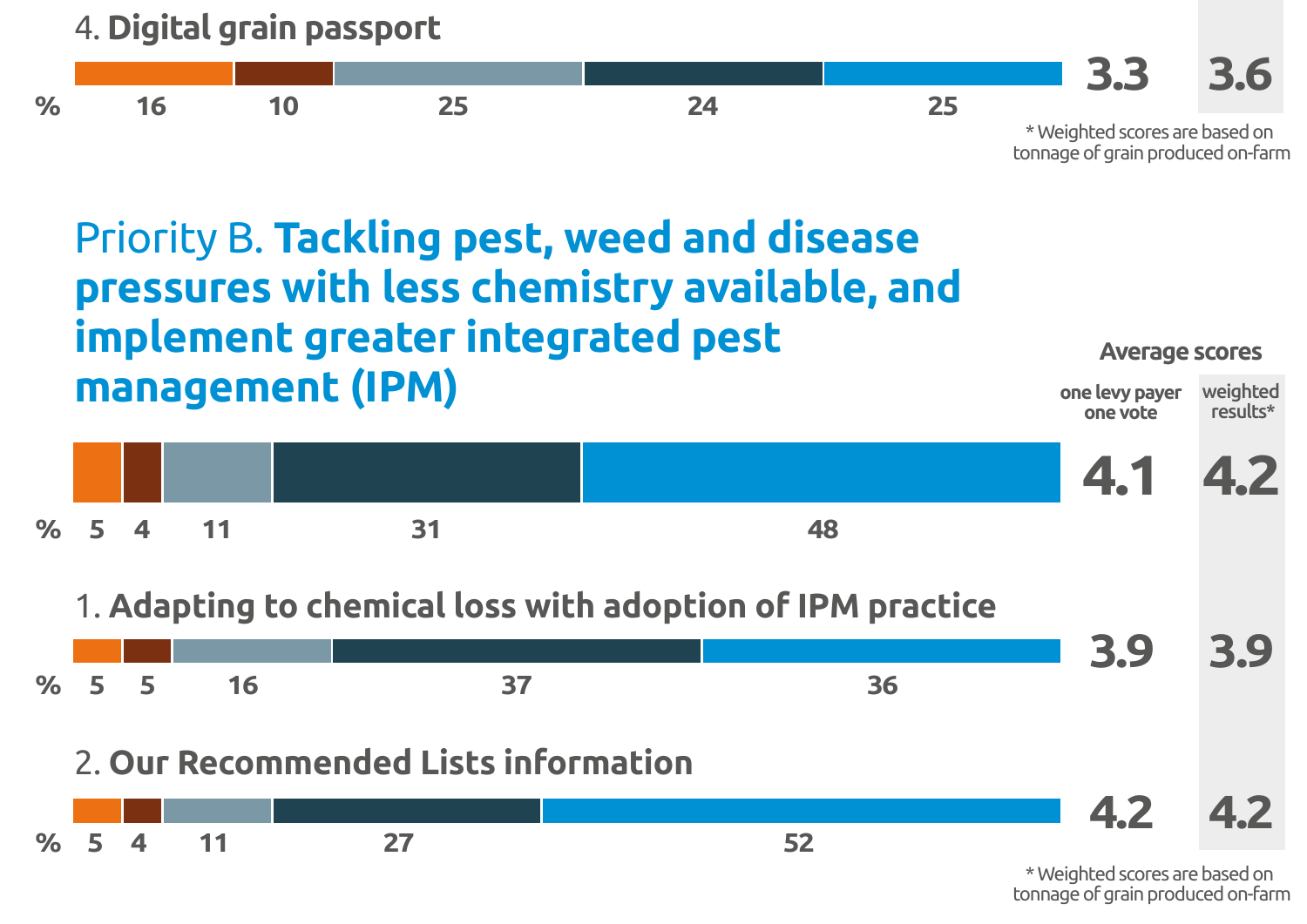4. **Digital grain passport**

% 16 10 25 24 25

3.3 3.6

\* Weighted scores are based on tonnage of grain produced on-farm

## Priority B. **Tackling pest, weed and disease pressures with less chemistry available, and implement greater integrated pest management (IPM)**

Average scores

one levy payer one vote | weighted results*

% 5 4 11 31 48

4.1 4.2

1. **Adapting to chemical loss with adoption of IPM practice**

% 5 5 16 37 36

3.9 3.9

2. **Our Recommended Lists information**

% 5 4 11 27 52

4.2 4.2

\* Weighted scores are based on tonnage of grain produced on-farm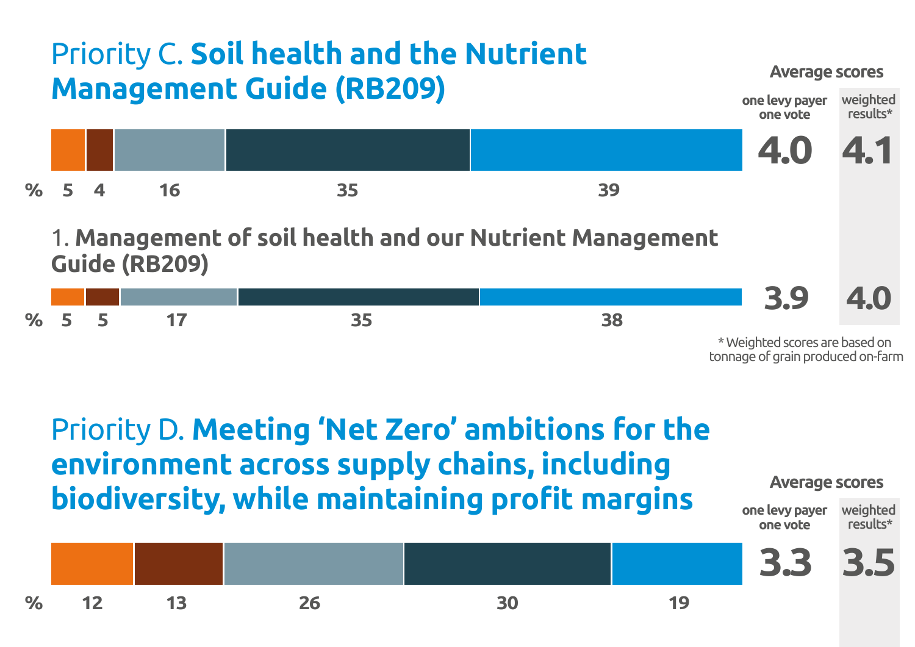## Priority C. **Soil health and the Nutrient Management Guide (RB209)**

Average scores

one levy payer one vote | weighted results*

% 5 4 16 35 39

4.0 4.1

1. **Management of soil health and our Nutrient Management Guide (RB209)**

% 5 5 17 35 38

3.9 4.0

\* Weighted scores are based on tonnage of grain produced on-farm

## Priority D. **Meeting 'Net Zero' ambitions for the environment across supply chains, including biodiversity, while maintaining profit margins**

Average scores

one levy payer one vote | weighted results*

% 12 13 26 30 19

3.3 3.5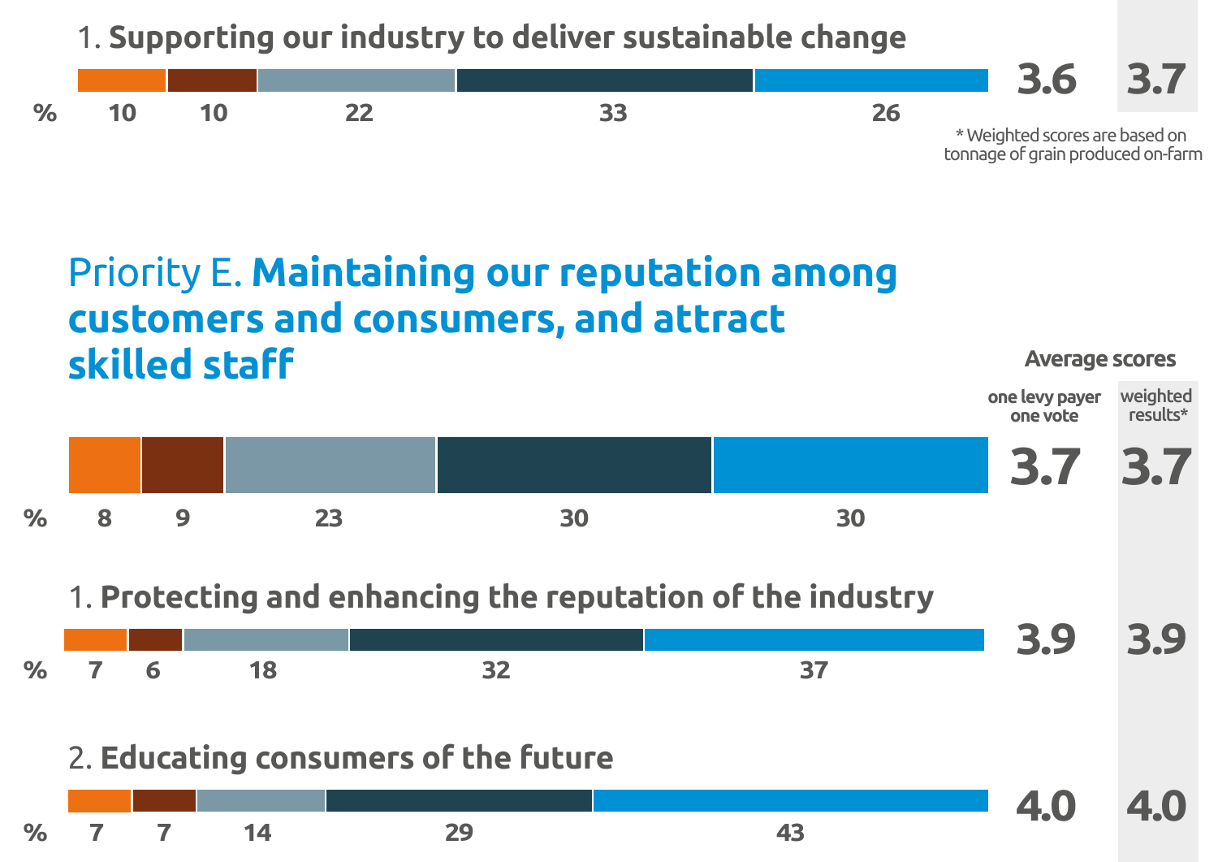1. **Supporting our industry to deliver sustainable change**

% 10 10 22 33 26

3.6 3.7

* Weighted scores are based on tonnage of grain produced on-farm

## Priority E. **Maintaining our reputation among customers and consumers, and attract skilled staff**

Average scores

one levy payer one vote

weighted results*

% 8 9 23 30 30

3.7 3.7

1. **Protecting and enhancing the reputation of the industry**

% 7 6 18 32 37

3.9 3.9

2. **Educating consumers of the future**

% 7 7 14 29 43

4.0 4.0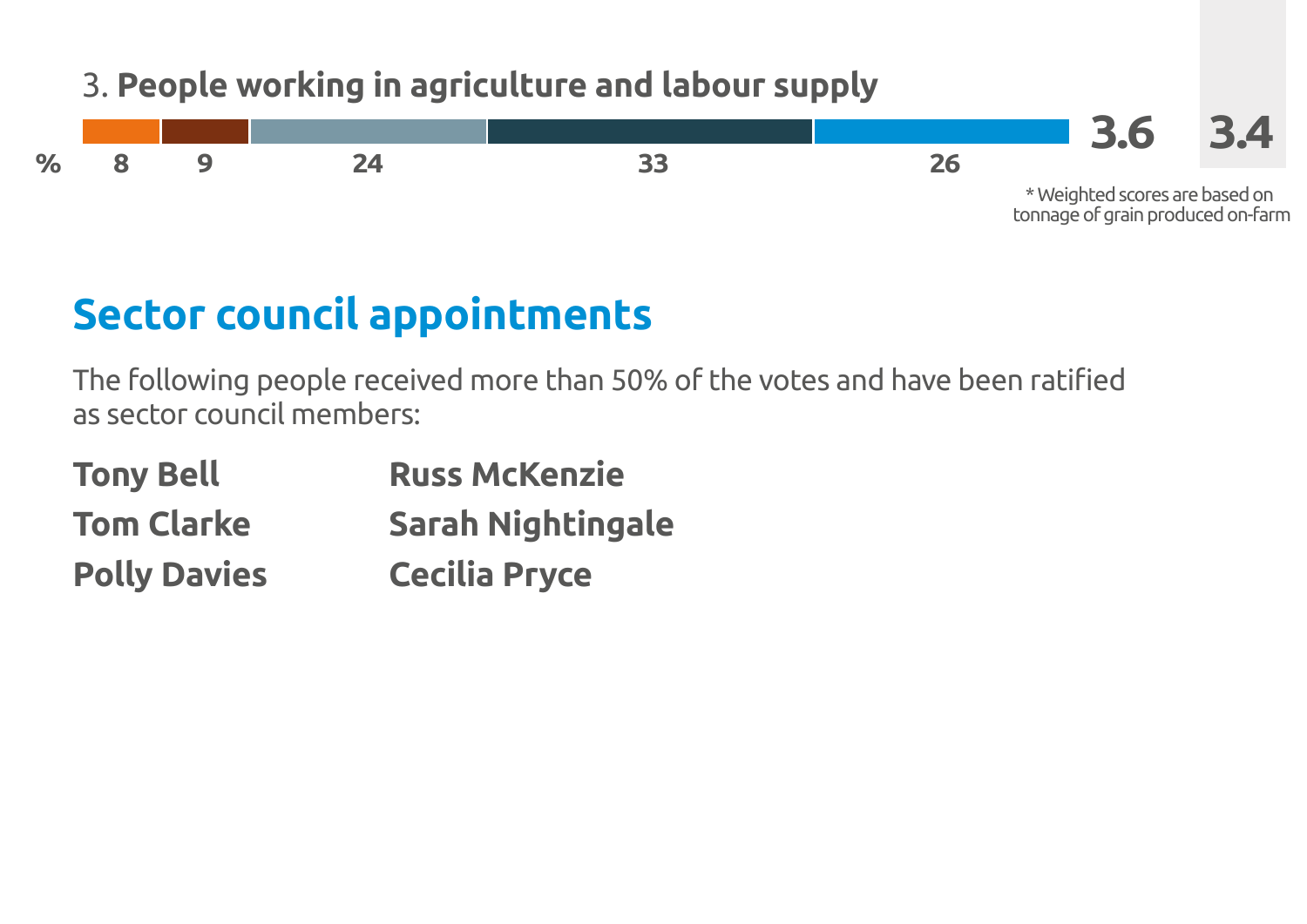3. **People working in agriculture and labour supply**

% 8 9 24 33 26 **3.6** **3.4**

\* Weighted scores are based on tonnage of grain produced on-farm

## Sector council appointments

The following people received more than 50% of the votes and have been ratified as sector council members:

**Tony Bell**

**Tom Clarke**

**Polly Davies**

**Russ McKenzie**

**Sarah Nightingale**

**Cecilia Pryce**